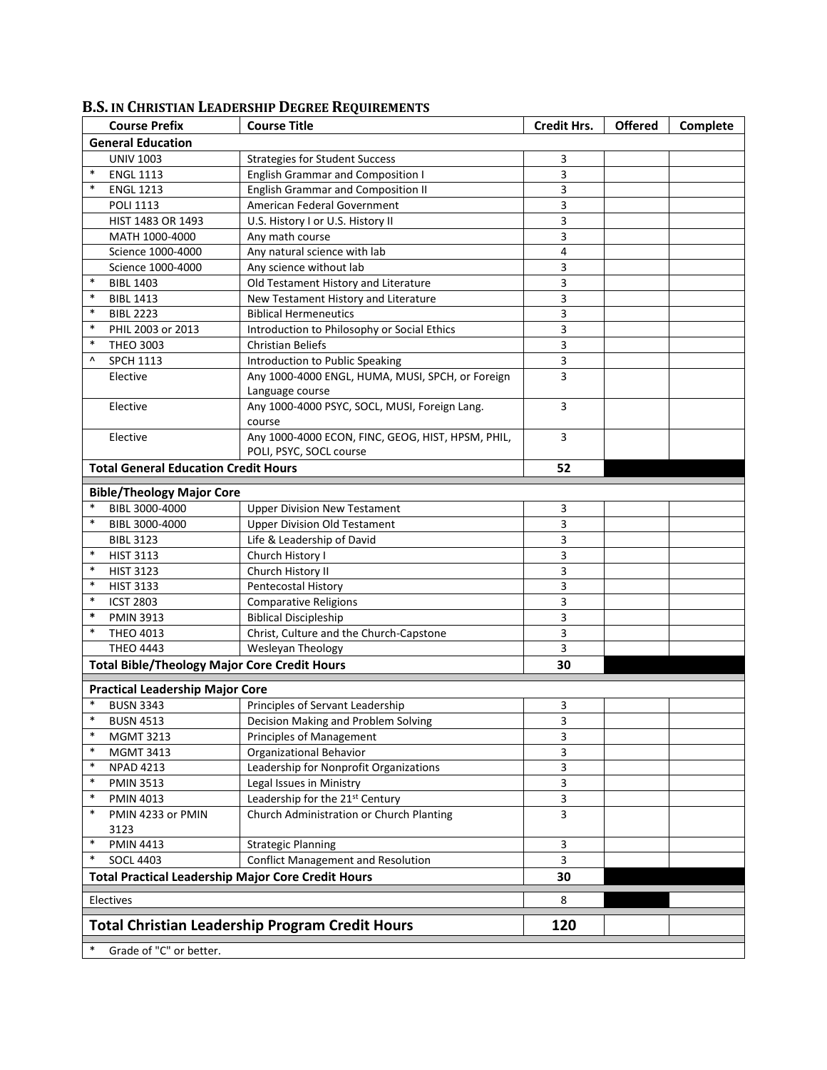## B.S. IN CHRISTIAN LEADERSHIP DEGREE REQUIREMENTS

| Course Prefix | Course Title | Credit Hrs. | Offered | Complete |
|---|---|---|---|---|
| **General Education** | | | | |
| UNIV 1003 | Strategies for Student Success | 3 | | |
| * ENGL 1113 | English Grammar and Composition I | 3 | | |
| * ENGL 1213 | English Grammar and Composition II | 3 | | |
| POLI 1113 | American Federal Government | 3 | | |
| HIST 1483 OR 1493 | U.S. History I or U.S. History II | 3 | | |
| MATH 1000-4000 | Any math course | 3 | | |
| Science 1000-4000 | Any natural science with lab | 4 | | |
| Science 1000-4000 | Any science without lab | 3 | | |
| * BIBL 1403 | Old Testament History and Literature | 3 | | |
| * BIBL 1413 | New Testament History and Literature | 3 | | |
| * BIBL 2223 | Biblical Hermeneutics | 3 | | |
| * PHIL 2003 or 2013 | Introduction to Philosophy or Social Ethics | 3 | | |
| * THEO 3003 | Christian Beliefs | 3 | | |
| ^ SPCH 1113 | Introduction to Public Speaking | 3 | | |
| Elective | Any 1000-4000 ENGL, HUMA, MUSI, SPCH, or Foreign Language course | 3 | | |
| Elective | Any 1000-4000 PSYC, SOCL, MUSI, Foreign Lang. course | 3 | | |
| Elective | Any 1000-4000 ECON, FINC, GEOG, HIST, HPSM, PHIL, POLI, PSYC, SOCL course | 3 | | |
| **Total General Education Credit Hours** | | **52** | | |
| **Bible/Theology Major Core** | | | | |
| * BIBL 3000-4000 | Upper Division New Testament | 3 | | |
| * BIBL 3000-4000 | Upper Division Old Testament | 3 | | |
| BIBL 3123 | Life & Leadership of David | 3 | | |
| * HIST 3113 | Church History I | 3 | | |
| * HIST 3123 | Church History II | 3 | | |
| * HIST 3133 | Pentecostal History | 3 | | |
| * ICST 2803 | Comparative Religions | 3 | | |
| * PMIN 3913 | Biblical Discipleship | 3 | | |
| * THEO 4013 | Christ, Culture and the Church-Capstone | 3 | | |
| THEO 4443 | Wesleyan Theology | 3 | | |
| **Total Bible/Theology Major Core Credit Hours** | | **30** | | |
| **Practical Leadership Major Core** | | | | |
| * BUSN 3343 | Principles of Servant Leadership | 3 | | |
| * BUSN 4513 | Decision Making and Problem Solving | 3 | | |
| * MGMT 3213 | Principles of Management | 3 | | |
| * MGMT 3413 | Organizational Behavior | 3 | | |
| * NPAD 4213 | Leadership for Nonprofit Organizations | 3 | | |
| * PMIN 3513 | Legal Issues in Ministry | 3 | | |
| * PMIN 4013 | Leadership for the 21st Century | 3 | | |
| * PMIN 4233 or PMIN 3123 | Church Administration or Church Planting | 3 | | |
| * PMIN 4413 | Strategic Planning | 3 | | |
| * SOCL 4403 | Conflict Management and Resolution | 3 | | |
| **Total Practical Leadership Major Core Credit Hours** | | **30** | | |
| Electives | | 8 | | |
| **Total Christian Leadership Program Credit Hours** | | **120** | | |

\* Grade of "C" or better.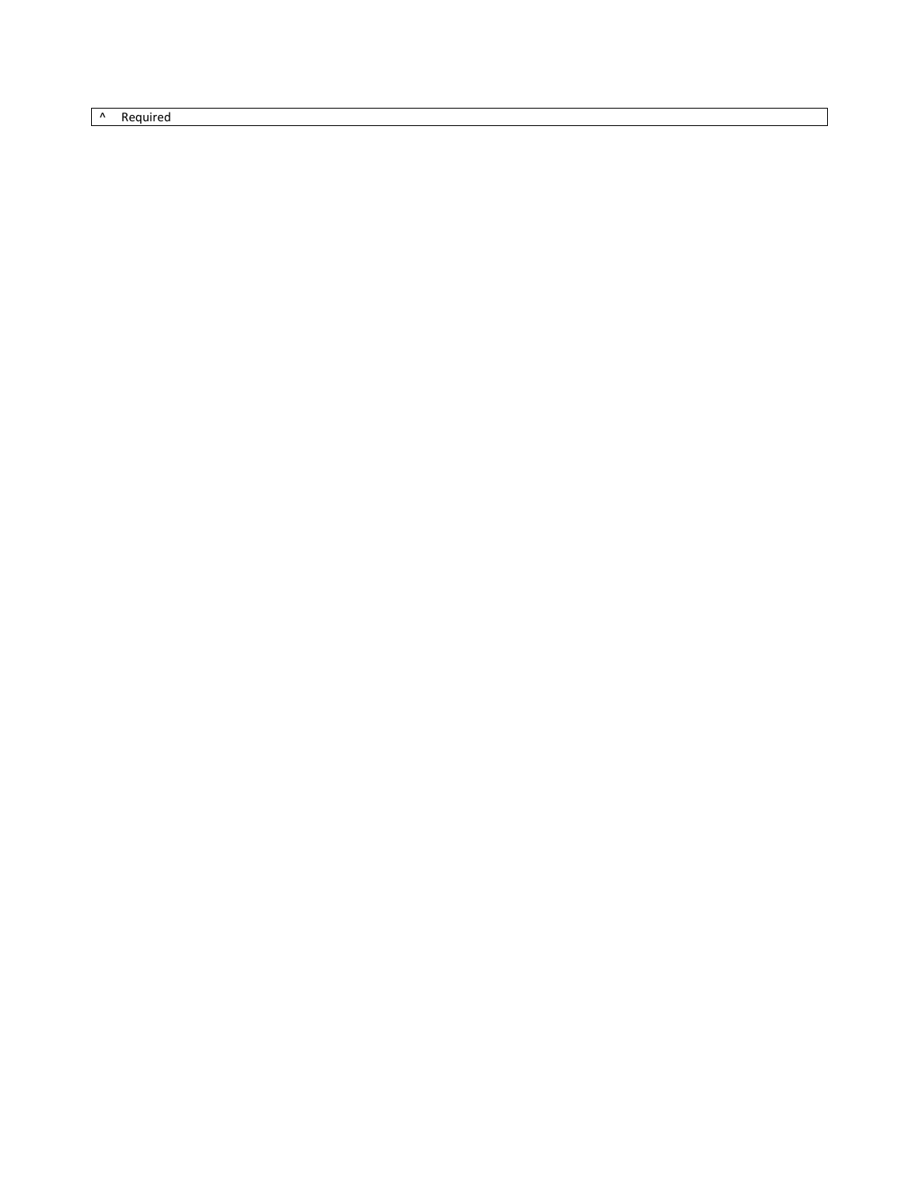| | |
|---|---|
| ^ | Required |